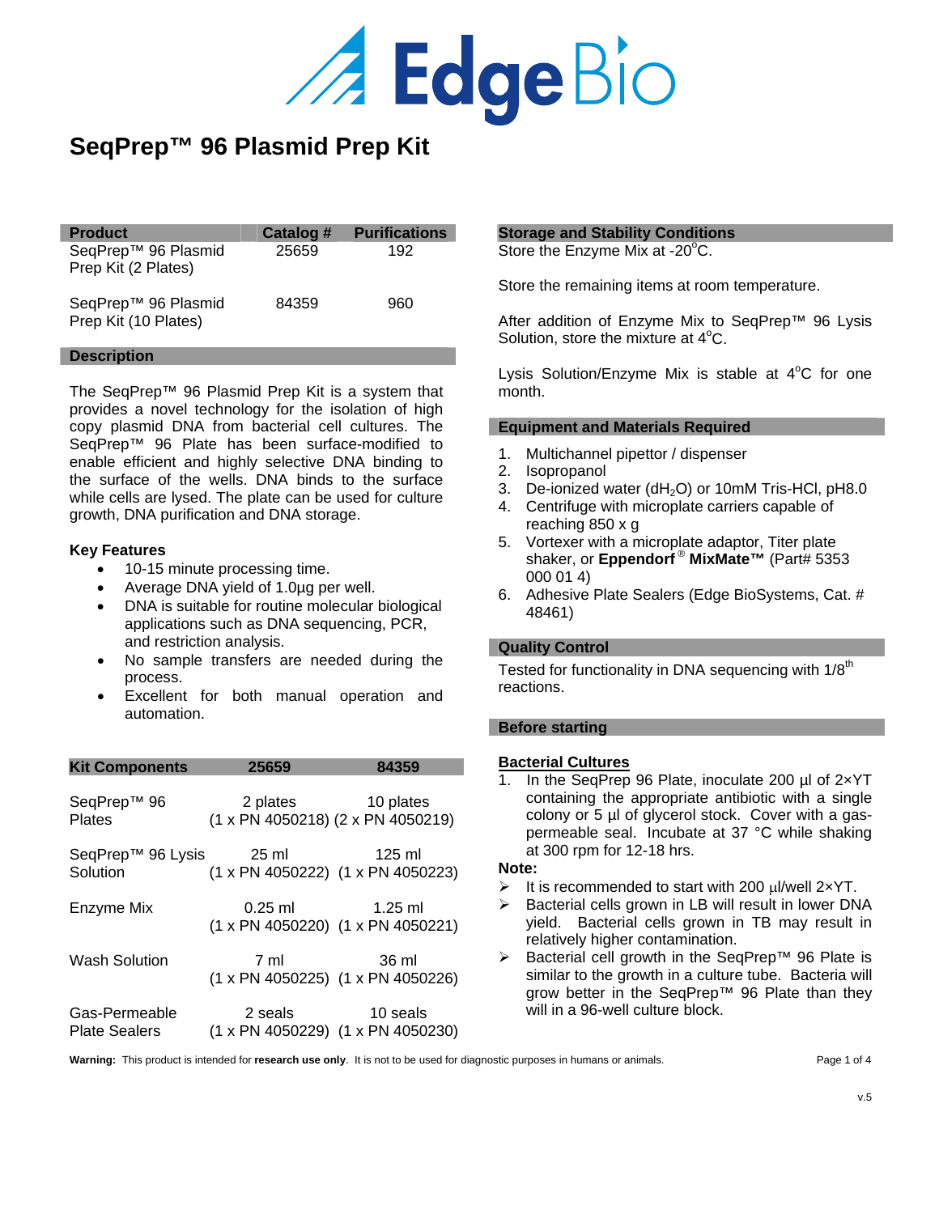# SeqPrep™ 96 Plasmid Prep Kit

| Product | Catalog # | Purifications |
|---|---|---|
| SeqPrep™ 96 Plasmid Prep Kit (2 Plates) | 25659 | 192 |
| SeqPrep™ 96 Plasmid Prep Kit (10 Plates) | 84359 | 960 |

## Description

The SeqPrep™ 96 Plasmid Prep Kit is a system that provides a novel technology for the isolation of high copy plasmid DNA from bacterial cell cultures. The SeqPrep™ 96 Plate has been surface-modified to enable efficient and highly selective DNA binding to the surface of the wells. DNA binds to the surface while cells are lysed. The plate can be used for culture growth, DNA purification and DNA storage.

### Key Features

- 10-15 minute processing time.
- Average DNA yield of 1.0µg per well.
- DNA is suitable for routine molecular biological applications such as DNA sequencing, PCR, and restriction analysis.
- No sample transfers are needed during the process.
- Excellent for both manual operation and automation.

| Kit Components | 25659 | 84359 |
|---|---|---|
| SeqPrep™ 96 Plates | 2 plates (1 x PN 4050218) | 10 plates (2 x PN 4050219) |
| SeqPrep™ 96 Lysis Solution | 25 ml (1 x PN 4050222) | 125 ml (1 x PN 4050223) |
| Enzyme Mix | 0.25 ml (1 x PN 4050220) | 1.25 ml (1 x PN 4050221) |
| Wash Solution | 7 ml (1 x PN 4050225) | 36 ml (1 x PN 4050226) |
| Gas-Permeable Plate Sealers | 2 seals (1 x PN 4050229) | 10 seals (1 x PN 4050230) |

## Storage and Stability Conditions

Store the Enzyme Mix at -20°C.

Store the remaining items at room temperature.

After addition of Enzyme Mix to SeqPrep™ 96 Lysis Solution, store the mixture at 4°C.

Lysis Solution/Enzyme Mix is stable at 4°C for one month.

## Equipment and Materials Required

1. Multichannel pipettor / dispenser
2. Isopropanol
3. De-ionized water ($dH_2O$) or 10mM Tris-HCl, pH8.0
4. Centrifuge with microplate carriers capable of reaching 850 x g
5. Vortexer with a microplate adaptor, Titer plate shaker, or **Eppendorf® MixMate™** (Part# 5353 000 01 4)
6. Adhesive Plate Sealers (Edge BioSystems, Cat. # 48461)

## Quality Control

Tested for functionality in DNA sequencing with 1/8th reactions.

## Before starting

**Bacterial Cultures**

1. In the SeqPrep 96 Plate, inoculate 200 µl of 2×YT containing the appropriate antibiotic with a single colony or 5 µl of glycerol stock. Cover with a gas-permeable seal. Incubate at 37 °C while shaking at 300 rpm for 12-18 hrs.

**Note:**

- It is recommended to start with 200 µl/well 2×YT.
- Bacterial cells grown in LB will result in lower DNA yield. Bacterial cells grown in TB may result in relatively higher contamination.
- Bacterial cell growth in the SeqPrep™ 96 Plate is similar to the growth in a culture tube. Bacteria will grow better in the SeqPrep™ 96 Plate than they will in a 96-well culture block.

**Warning:** This product is intended for **research use only**. It is not to be used for diagnostic purposes in humans or animals.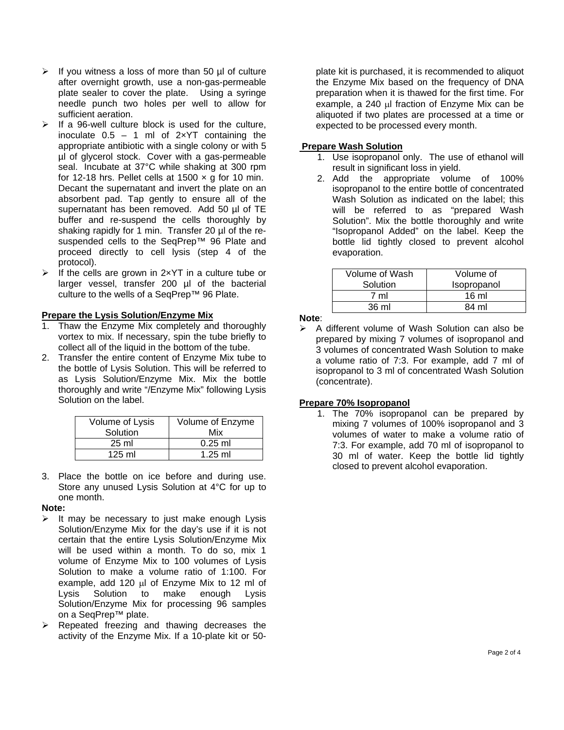- If you witness a loss of more than 50 µl of culture after overnight growth, use a non-gas-permeable plate sealer to cover the plate. Using a syringe needle punch two holes per well to allow for sufficient aeration.
- If a 96-well culture block is used for the culture, inoculate 0.5 – 1 ml of 2×YT containing the appropriate antibiotic with a single colony or with 5 µl of glycerol stock. Cover with a gas-permeable seal. Incubate at 37°C while shaking at 300 rpm for 12-18 hrs. Pellet cells at 1500 × g for 10 min. Decant the supernatant and invert the plate on an absorbent pad. Tap gently to ensure all of the supernatant has been removed. Add 50 µl of TE buffer and re-suspend the cells thoroughly by shaking rapidly for 1 min. Transfer 20 µl of the re-suspended cells to the SeqPrep™ 96 Plate and proceed directly to cell lysis (step 4 of the protocol).
- If the cells are grown in 2×YT in a culture tube or larger vessel, transfer 200 µl of the bacterial culture to the wells of a SeqPrep™ 96 Plate.

**Prepare the Lysis Solution/Enzyme Mix**

1. Thaw the Enzyme Mix completely and thoroughly vortex to mix. If necessary, spin the tube briefly to collect all of the liquid in the bottom of the tube.
2. Transfer the entire content of Enzyme Mix tube to the bottle of Lysis Solution. This will be referred to as Lysis Solution/Enzyme Mix. Mix the bottle thoroughly and write "/Enzyme Mix" following Lysis Solution on the label.

| Volume of Lysis Solution | Volume of Enzyme Mix |
|---|---|
| 25 ml | 0.25 ml |
| 125 ml | 1.25 ml |

3. Place the bottle on ice before and during use. Store any unused Lysis Solution at 4°C for up to one month.

**Note:**

- It may be necessary to just make enough Lysis Solution/Enzyme Mix for the day's use if it is not certain that the entire Lysis Solution/Enzyme Mix will be used within a month. To do so, mix 1 volume of Enzyme Mix to 100 volumes of Lysis Solution to make a volume ratio of 1:100. For example, add 120 µl of Enzyme Mix to 12 ml of Lysis Solution to make enough Lysis Solution/Enzyme Mix for processing 96 samples on a SeqPrep™ plate.
- Repeated freezing and thawing decreases the activity of the Enzyme Mix. If a 10-plate kit or 50-plate kit is purchased, it is recommended to aliquot the Enzyme Mix based on the frequency of DNA preparation when it is thawed for the first time. For example, a 240 µl fraction of Enzyme Mix can be aliquoted if two plates are processed at a time or expected to be processed every month.

**Prepare Wash Solution**

1. Use isopropanol only. The use of ethanol will result in significant loss in yield.
2. Add the appropriate volume of 100% isopropanol to the entire bottle of concentrated Wash Solution as indicated on the label; this will be referred to as "prepared Wash Solution". Mix the bottle thoroughly and write "Isopropanol Added" on the label. Keep the bottle lid tightly closed to prevent alcohol evaporation.

| Volume of Wash Solution | Volume of Isopropanol |
|---|---|
| 7 ml | 16 ml |
| 36 ml | 84 ml |

**Note**:

- A different volume of Wash Solution can also be prepared by mixing 7 volumes of isopropanol and 3 volumes of concentrated Wash Solution to make a volume ratio of 7:3. For example, add 7 ml of isopropanol to 3 ml of concentrated Wash Solution (concentrate).

**Prepare 70% Isopropanol**

1. The 70% isopropanol can be prepared by mixing 7 volumes of 100% isopropanol and 3 volumes of water to make a volume ratio of 7:3. For example, add 70 ml of isopropanol to 30 ml of water. Keep the bottle lid tightly closed to prevent alcohol evaporation.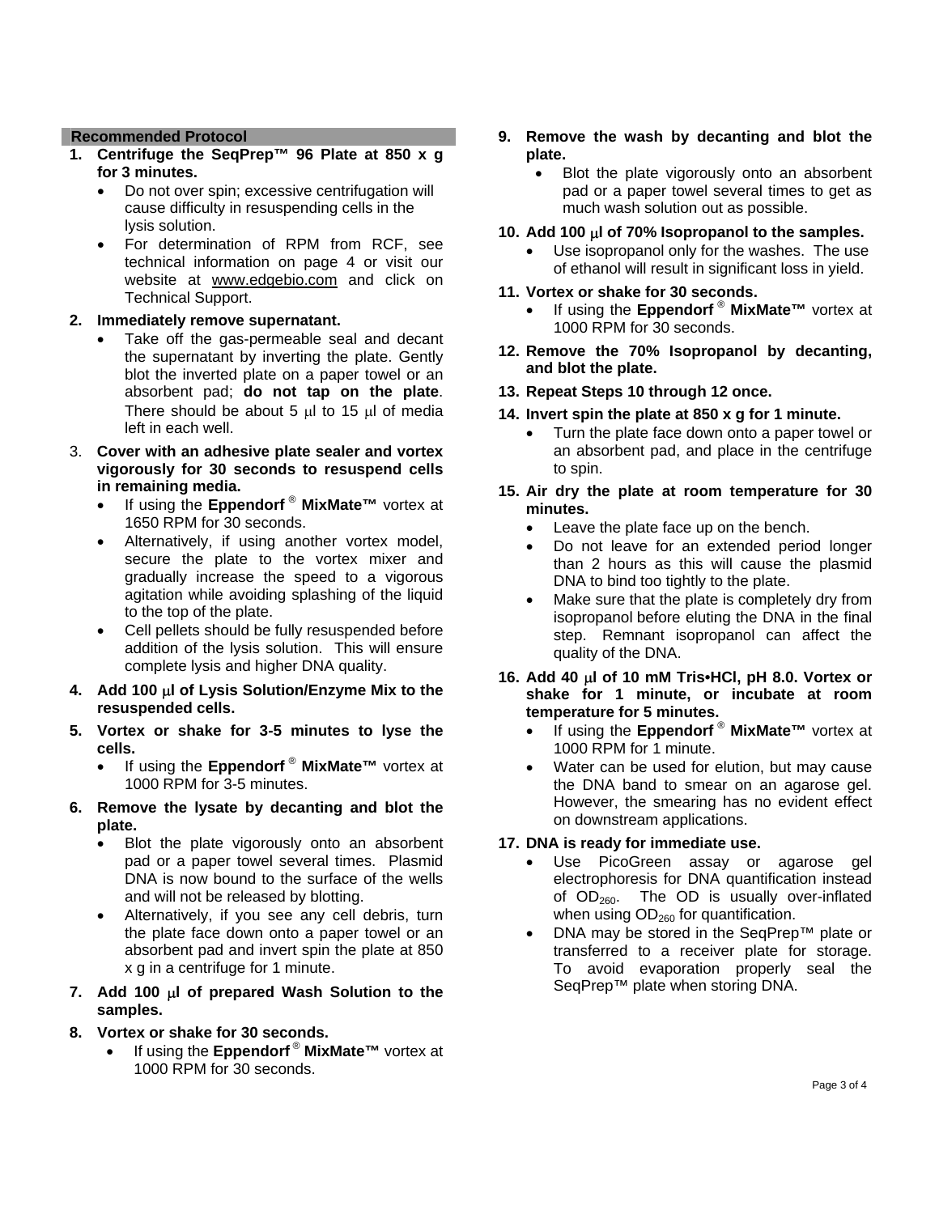## Recommended Protocol

1. **Centrifuge the SeqPrep™ 96 Plate at 850 x g for 3 minutes.**
   - Do not over spin; excessive centrifugation will cause difficulty in resuspending cells in the lysis solution.
   - For determination of RPM from RCF, see technical information on page 4 or visit our website at www.edgebio.com and click on Technical Support.

2. **Immediately remove supernatant.**
   - Take off the gas-permeable seal and decant the supernatant by inverting the plate. Gently blot the inverted plate on a paper towel or an absorbent pad; **do not tap on the plate**. There should be about 5 µl to 15 µl of media left in each well.

3. **Cover with an adhesive plate sealer and vortex vigorously for 30 seconds to resuspend cells in remaining media.**
   - If using the **Eppendorf ® MixMate™** vortex at 1650 RPM for 30 seconds.
   - Alternatively, if using another vortex model, secure the plate to the vortex mixer and gradually increase the speed to a vigorous agitation while avoiding splashing of the liquid to the top of the plate.
   - Cell pellets should be fully resuspended before addition of the lysis solution. This will ensure complete lysis and higher DNA quality.

4. **Add 100 µl of Lysis Solution/Enzyme Mix to the resuspended cells.**

5. **Vortex or shake for 3-5 minutes to lyse the cells.**
   - If using the **Eppendorf ® MixMate™** vortex at 1000 RPM for 3-5 minutes.

6. **Remove the lysate by decanting and blot the plate.**
   - Blot the plate vigorously onto an absorbent pad or a paper towel several times. Plasmid DNA is now bound to the surface of the wells and will not be released by blotting.
   - Alternatively, if you see any cell debris, turn the plate face down onto a paper towel or an absorbent pad and invert spin the plate at 850 x g in a centrifuge for 1 minute.

7. **Add 100 µl of prepared Wash Solution to the samples.**

8. **Vortex or shake for 30 seconds.**
   - If using the **Eppendorf ® MixMate™** vortex at 1000 RPM for 30 seconds.

9. **Remove the wash by decanting and blot the plate.**
   - Blot the plate vigorously onto an absorbent pad or a paper towel several times to get as much wash solution out as possible.

10. **Add 100 µl of 70% Isopropanol to the samples.**
    - Use isopropanol only for the washes. The use of ethanol will result in significant loss in yield.

11. **Vortex or shake for 30 seconds.**
    - If using the **Eppendorf ® MixMate™** vortex at 1000 RPM for 30 seconds.

12. **Remove the 70% Isopropanol by decanting, and blot the plate.**

13. **Repeat Steps 10 through 12 once.**

14. **Invert spin the plate at 850 x g for 1 minute.**
    - Turn the plate face down onto a paper towel or an absorbent pad, and place in the centrifuge to spin.

15. **Air dry the plate at room temperature for 30 minutes.**
    - Leave the plate face up on the bench.
    - Do not leave for an extended period longer than 2 hours as this will cause the plasmid DNA to bind too tightly to the plate.
    - Make sure that the plate is completely dry from isopropanol before eluting the DNA in the final step. Remnant isopropanol can affect the quality of the DNA.

16. **Add 40 µl of 10 mM Tris•HCl, pH 8.0. Vortex or shake for 1 minute, or incubate at room temperature for 5 minutes.**
    - If using the **Eppendorf ® MixMate™** vortex at 1000 RPM for 1 minute.
    - Water can be used for elution, but may cause the DNA band to smear on an agarose gel. However, the smearing has no evident effect on downstream applications.

17. **DNA is ready for immediate use.**
    - Use PicoGreen assay or agarose gel electrophoresis for DNA quantification instead of $OD_{260}$. The OD is usually over-inflated when using $OD_{260}$ for quantification.
    - DNA may be stored in the SeqPrep™ plate or transferred to a receiver plate for storage. To avoid evaporation properly seal the SeqPrep™ plate when storing DNA.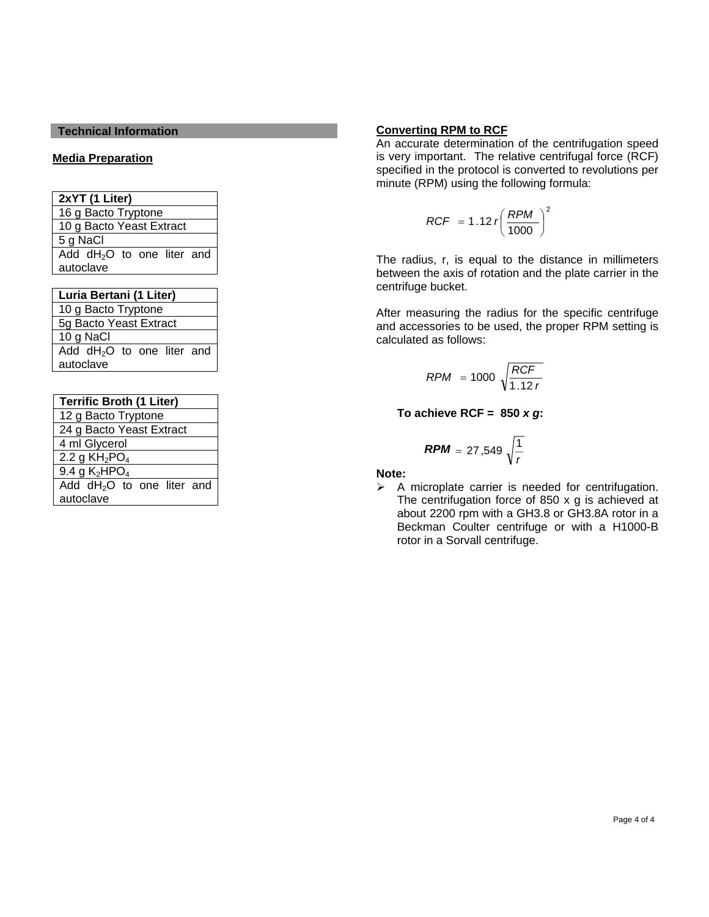## Technical Information

### Media Preparation

| 2xYT (1 Liter) |
|---|
| 16 g Bacto Tryptone |
| 10 g Bacto Yeast Extract |
| 5 g NaCl |
| Add $dH_2O$ to one liter and autoclave |

| Luria Bertani (1 Liter) |
|---|
| 10 g Bacto Tryptone |
| 5g Bacto Yeast Extract |
| 10 g NaCl |
| Add $dH_2O$ to one liter and autoclave |

| Terrific Broth (1 Liter) |
|---|
| 12 g Bacto Tryptone |
| 24 g Bacto Yeast Extract |
| 4 ml Glycerol |
| 2.2 g $KH_2PO_4$ |
| 9.4 g $K_2HPO_4$ |
| Add $dH_2O$ to one liter and autoclave |

### Converting RPM to RCF

An accurate determination of the centrifugation speed is very important. The relative centrifugal force (RCF) specified in the protocol is converted to revolutions per minute (RPM) using the following formula:

$$RCF = 1.12\, r \left( \frac{RPM}{1000} \right)^2$$

The radius, r, is equal to the distance in millimeters between the axis of rotation and the plate carrier in the centrifuge bucket.

After measuring the radius for the specific centrifuge and accessories to be used, the proper RPM setting is calculated as follows:

$$RPM = 1000 \sqrt{\frac{RCF}{1.12\, r}}$$

**To achieve RCF = 850 *x g*:**

$$\boldsymbol{RPM} = 27{,}549 \sqrt{\frac{1}{r}}$$

**Note:**

- A microplate carrier is needed for centrifugation. The centrifugation force of 850 x g is achieved at about 2200 rpm with a GH3.8 or GH3.8A rotor in a Beckman Coulter centrifuge or with a H1000-B rotor in a Sorvall centrifuge.